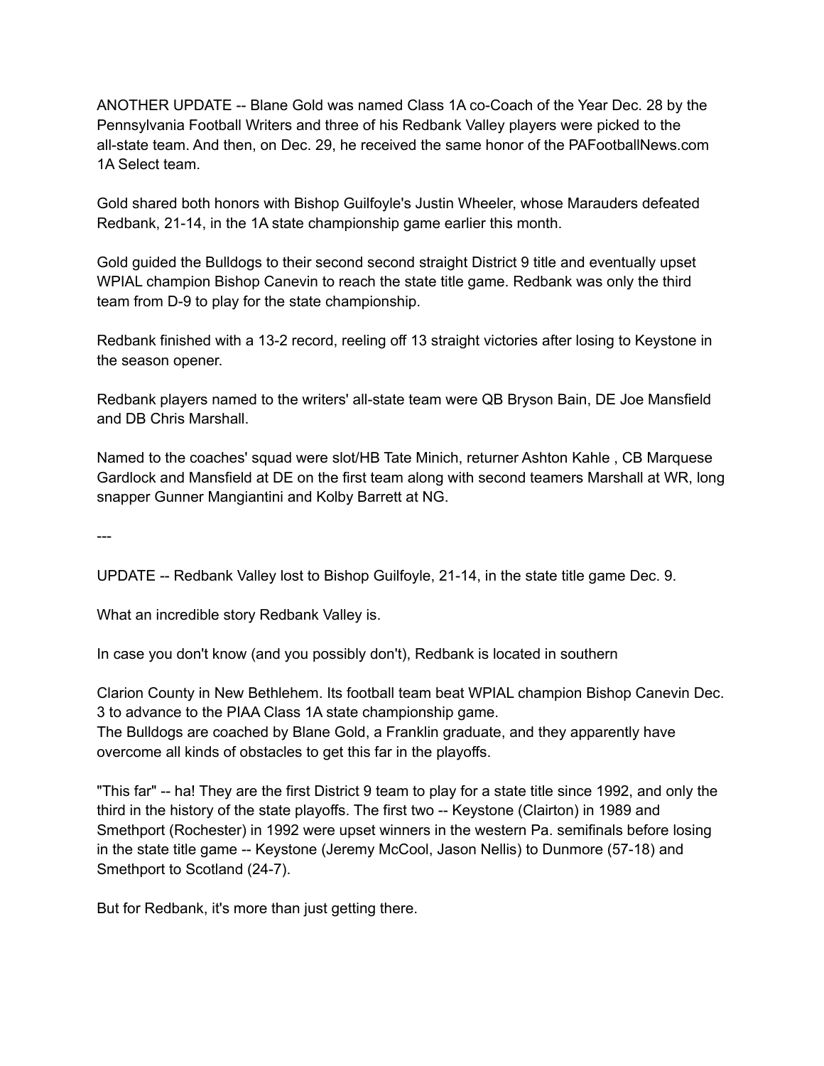ANOTHER UPDATE -- Blane Gold was named Class 1A co-Coach of the Year Dec. 28 by the Pennsylvania Football Writers and three of his Redbank Valley players were picked to the all-state team. And then, on Dec. 29, he received the same honor of the PAFootballNews.com 1A Select team.

Gold shared both honors with Bishop Guilfoyle's Justin Wheeler, whose Marauders defeated Redbank, 21-14, in the 1A state championship game earlier this month.

Gold guided the Bulldogs to their second second straight District 9 title and eventually upset WPIAL champion Bishop Canevin to reach the state title game. Redbank was only the third team from D-9 to play for the state championship.

Redbank finished with a 13-2 record, reeling off 13 straight victories after losing to Keystone in the season opener.

Redbank players named to the writers' all-state team were QB Bryson Bain, DE Joe Mansfield and DB Chris Marshall.

Named to the coaches' squad were slot/HB Tate Minich, returner Ashton Kahle , CB Marquese Gardlock and Mansfield at DE on the first team along with second teamers Marshall at WR, long snapper Gunner Mangiantini and Kolby Barrett at NG.

---

UPDATE -- Redbank Valley lost to Bishop Guilfoyle, 21-14, in the state title game Dec. 9.

What an incredible story Redbank Valley is.

In case you don't know (and you possibly don't), Redbank is located in southern

Clarion County in New Bethlehem. Its football team beat WPIAL champion Bishop Canevin Dec. 3 to advance to the PIAA Class 1A state championship game.
The Bulldogs are coached by Blane Gold, a Franklin graduate, and they apparently have overcome all kinds of obstacles to get this far in the playoffs.

"This far" -- ha! They are the first District 9 team to play for a state title since 1992, and only the third in the history of the state playoffs. The first two -- Keystone (Clairton) in 1989 and Smethport (Rochester) in 1992 were upset winners in the western Pa. semifinals before losing in the state title game -- Keystone (Jeremy McCool, Jason Nellis) to Dunmore (57-18) and Smethport to Scotland (24-7).

But for Redbank, it's more than just getting there.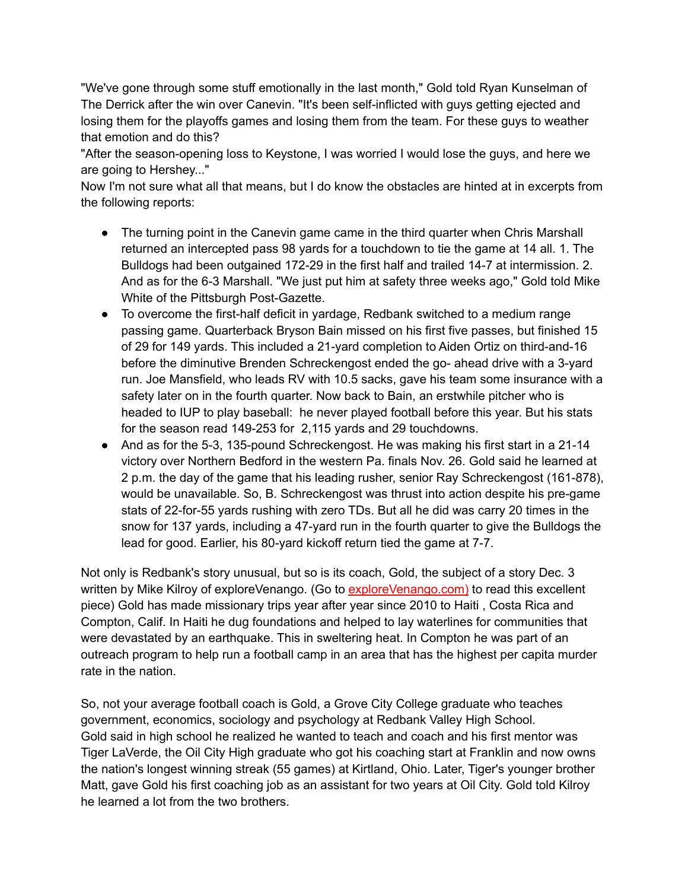"We've gone through some stuff emotionally in the last month," Gold told Ryan Kunselman of The Derrick after the win over Canevin. "It's been self-inflicted with guys getting ejected and losing them for the playoffs games and losing them from the team. For these guys to weather that emotion and do this?

"After the season-opening loss to Keystone, I was worried I would lose the guys, and here we are going to Hershey..."

Now I'm not sure what all that means, but I do know the obstacles are hinted at in excerpts from the following reports:

- The turning point in the Canevin game came in the third quarter when Chris Marshall returned an intercepted pass 98 yards for a touchdown to tie the game at 14 all. 1. The Bulldogs had been outgained 172-29 in the first half and trailed 14-7 at intermission. 2. And as for the 6-3 Marshall. "We just put him at safety three weeks ago," Gold told Mike White of the Pittsburgh Post-Gazette.
- To overcome the first-half deficit in yardage, Redbank switched to a medium range passing game. Quarterback Bryson Bain missed on his first five passes, but finished 15 of 29 for 149 yards. This included a 21-yard completion to Aiden Ortiz on third-and-16 before the diminutive Brenden Schreckengost ended the go- ahead drive with a 3-yard run. Joe Mansfield, who leads RV with 10.5 sacks, gave his team some insurance with a safety later on in the fourth quarter. Now back to Bain, an erstwhile pitcher who is headed to IUP to play baseball: he never played football before this year. But his stats for the season read 149-253 for 2,115 yards and 29 touchdowns.
- And as for the 5-3, 135-pound Schreckengost. He was making his first start in a 21-14 victory over Northern Bedford in the western Pa. finals Nov. 26. Gold said he learned at 2 p.m. the day of the game that his leading rusher, senior Ray Schreckengost (161-878), would be unavailable. So, B. Schreckengost was thrust into action despite his pre-game stats of 22-for-55 yards rushing with zero TDs. But all he did was carry 20 times in the snow for 137 yards, including a 47-yard run in the fourth quarter to give the Bulldogs the lead for good. Earlier, his 80-yard kickoff return tied the game at 7-7.

Not only is Redbank's story unusual, but so is its coach, Gold, the subject of a story Dec. 3 written by Mike Kilroy of exploreVenango. (Go to exploreVenango.com) to read this excellent piece) Gold has made missionary trips year after year since 2010 to Haiti , Costa Rica and Compton, Calif. In Haiti he dug foundations and helped to lay waterlines for communities that were devastated by an earthquake. This in sweltering heat. In Compton he was part of an outreach program to help run a football camp in an area that has the highest per capita murder rate in the nation.

So, not your average football coach is Gold, a Grove City College graduate who teaches government, economics, sociology and psychology at Redbank Valley High School.

Gold said in high school he realized he wanted to teach and coach and his first mentor was Tiger LaVerde, the Oil City High graduate who got his coaching start at Franklin and now owns the nation's longest winning streak (55 games) at Kirtland, Ohio. Later, Tiger's younger brother Matt, gave Gold his first coaching job as an assistant for two years at Oil City. Gold told Kilroy he learned a lot from the two brothers.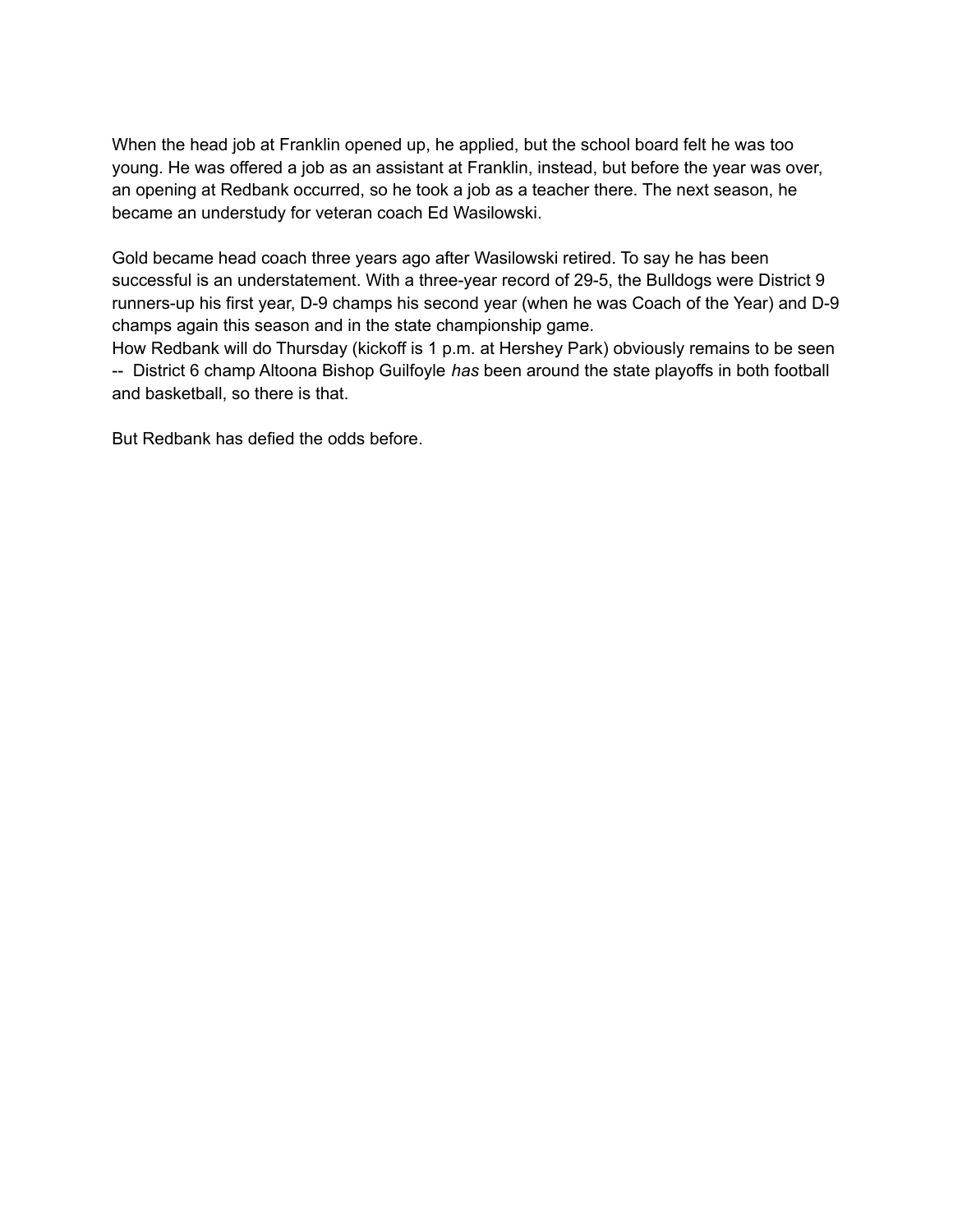When the head job at Franklin opened up, he applied, but the school board felt he was too young. He was offered a job as an assistant at Franklin, instead, but before the year was over, an opening at Redbank occurred, so he took a job as a teacher there. The next season, he became an understudy for veteran coach Ed Wasilowski.

Gold became head coach three years ago after Wasilowski retired. To say he has been successful is an understatement. With a three-year record of 29-5, the Bulldogs were District 9 runners-up his first year, D-9 champs his second year (when he was Coach of the Year) and D-9 champs again this season and in the state championship game.
How Redbank will do Thursday (kickoff is 1 p.m. at Hershey Park) obviously remains to be seen -- District 6 champ Altoona Bishop Guilfoyle *has* been around the state playoffs in both football and basketball, so there is that.

But Redbank has defied the odds before.